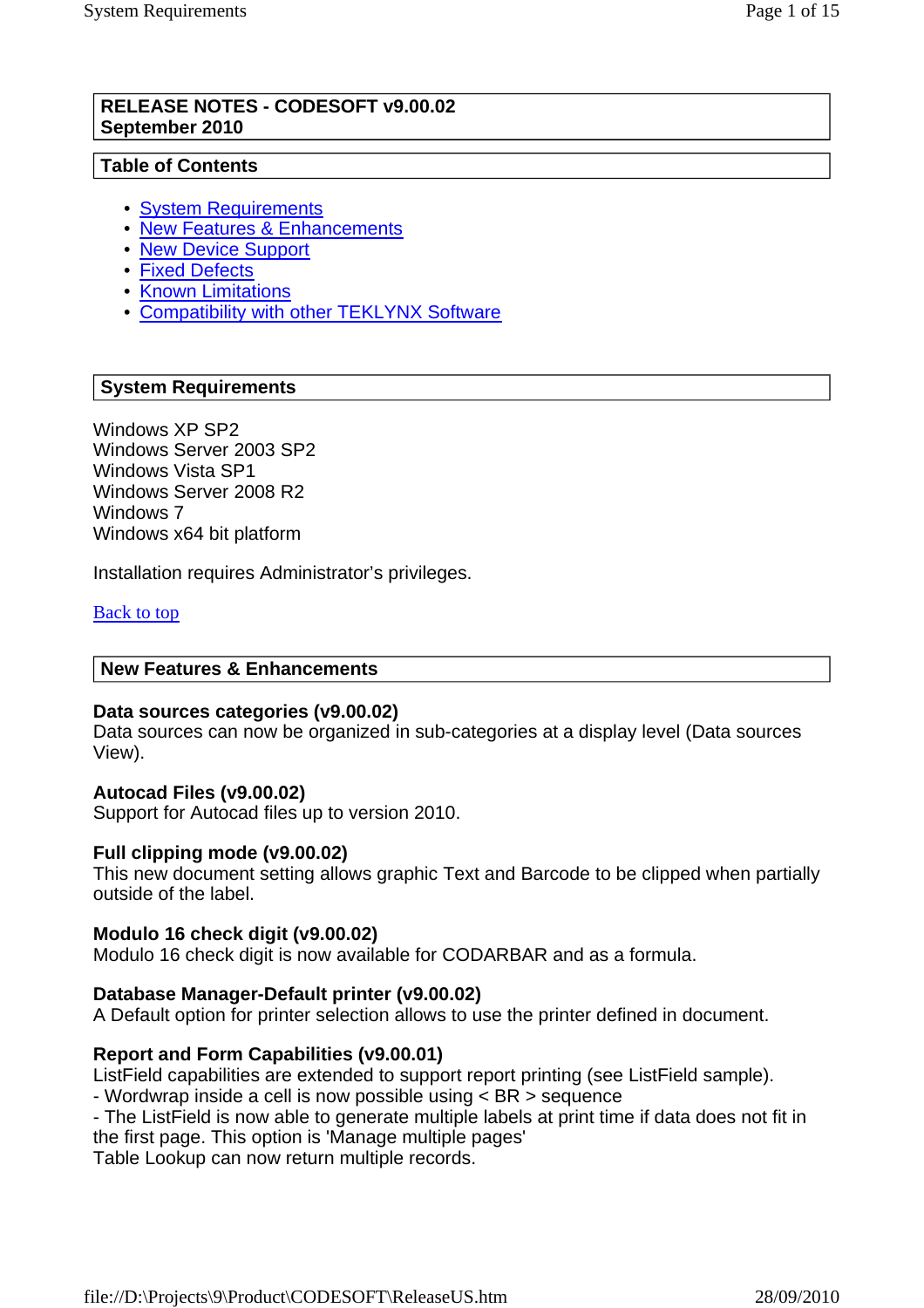# RELEASE NOTES - CODESOFT v9.00.02
September 2010

## Table of Contents

- System Requirements
- New Features & Enhancements
- New Device Support
- Fixed Defects
- Known Limitations
- Compatibility with other TEKLYNX Software

## System Requirements

Windows XP SP2
Windows Server 2003 SP2
Windows Vista SP1
Windows Server 2008 R2
Windows 7
Windows x64 bit platform

Installation requires Administrator's privileges.

Back to top

## New Features & Enhancements

**Data sources categories (v9.00.02)**
Data sources can now be organized in sub-categories at a display level (Data sources View).

**Autocad Files (v9.00.02)**
Support for Autocad files up to version 2010.

**Full clipping mode (v9.00.02)**
This new document setting allows graphic Text and Barcode to be clipped when partially outside of the label.

**Modulo 16 check digit (v9.00.02)**
Modulo 16 check digit is now available for CODARBAR and as a formula.

**Database Manager-Default printer (v9.00.02)**
A Default option for printer selection allows to use the printer defined in document.

**Report and Form Capabilities (v9.00.01)**
ListField capabilities are extended to support report printing (see ListField sample).
- Wordwrap inside a cell is now possible using < BR > sequence
- The ListField is now able to generate multiple labels at print time if data does not fit in the first page. This option is 'Manage multiple pages'

Table Lookup can now return multiple records.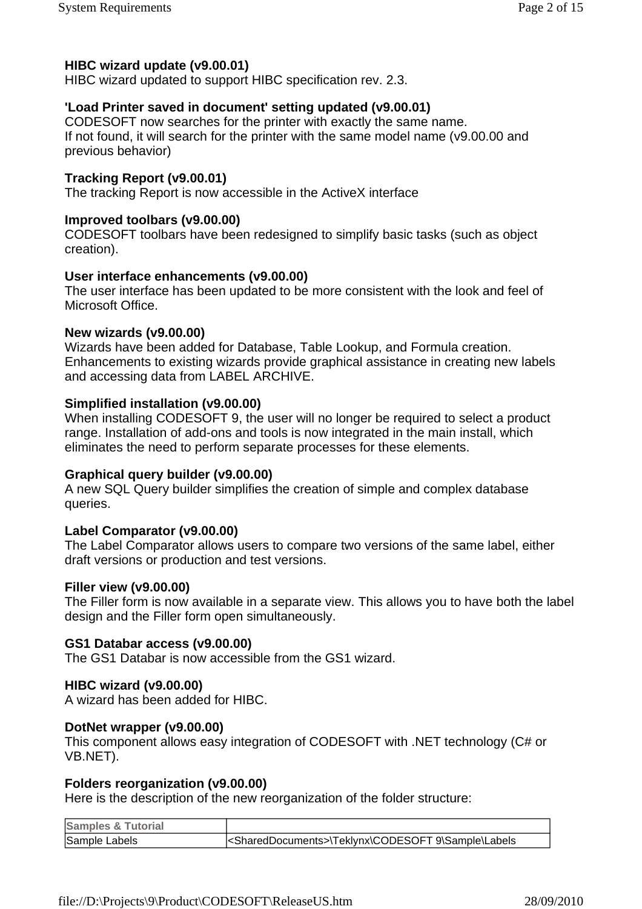**HIBC wizard update (v9.00.01)**
HIBC wizard updated to support HIBC specification rev. 2.3.

**'Load Printer saved in document' setting updated (v9.00.01)**
CODESOFT now searches for the printer with exactly the same name.
If not found, it will search for the printer with the same model name (v9.00.00 and previous behavior)

**Tracking Report (v9.00.01)**
The tracking Report is now accessible in the ActiveX interface

**Improved toolbars (v9.00.00)**
CODESOFT toolbars have been redesigned to simplify basic tasks (such as object creation).

**User interface enhancements (v9.00.00)**
The user interface has been updated to be more consistent with the look and feel of Microsoft Office.

**New wizards (v9.00.00)**
Wizards have been added for Database, Table Lookup, and Formula creation. Enhancements to existing wizards provide graphical assistance in creating new labels and accessing data from LABEL ARCHIVE.

**Simplified installation (v9.00.00)**
When installing CODESOFT 9, the user will no longer be required to select a product range. Installation of add-ons and tools is now integrated in the main install, which eliminates the need to perform separate processes for these elements.

**Graphical query builder (v9.00.00)**
A new SQL Query builder simplifies the creation of simple and complex database queries.

**Label Comparator (v9.00.00)**
The Label Comparator allows users to compare two versions of the same label, either draft versions or production and test versions.

**Filler view (v9.00.00)**
The Filler form is now available in a separate view. This allows you to have both the label design and the Filler form open simultaneously.

**GS1 Databar access (v9.00.00)**
The GS1 Databar is now accessible from the GS1 wizard.

**HIBC wizard (v9.00.00)**
A wizard has been added for HIBC.

**DotNet wrapper (v9.00.00)**
This component allows easy integration of CODESOFT with .NET technology (C# or VB.NET).

**Folders reorganization (v9.00.00)**
Here is the description of the new reorganization of the folder structure:

| **Samples & Tutorial** | |
|---|---|
| Sample Labels | <SharedDocuments>\Teklynx\CODESOFT 9\Sample\Labels |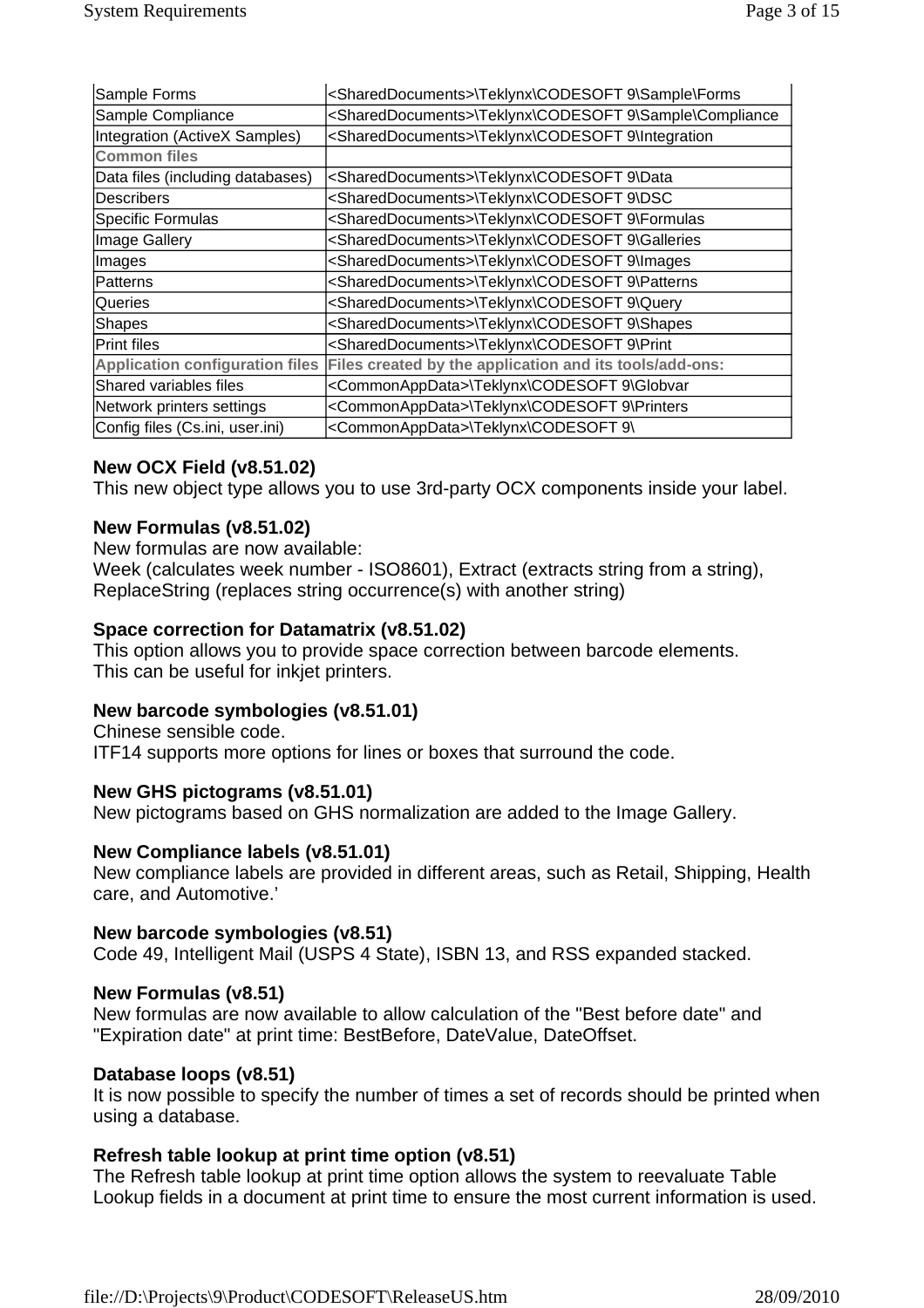| | |
|---|---|
| Sample Forms | <SharedDocuments>\Teklynx\CODESOFT 9\Sample\Forms |
| Sample Compliance | <SharedDocuments>\Teklynx\CODESOFT 9\Sample\Compliance |
| Integration (ActiveX Samples) | <SharedDocuments>\Teklynx\CODESOFT 9\Integration |
| **Common files** | |
| Data files (including databases) | <SharedDocuments>\Teklynx\CODESOFT 9\Data |
| Describers | <SharedDocuments>\Teklynx\CODESOFT 9\DSC |
| Specific Formulas | <SharedDocuments>\Teklynx\CODESOFT 9\Formulas |
| Image Gallery | <SharedDocuments>\Teklynx\CODESOFT 9\Galleries |
| Images | <SharedDocuments>\Teklynx\CODESOFT 9\Images |
| Patterns | <SharedDocuments>\Teklynx\CODESOFT 9\Patterns |
| Queries | <SharedDocuments>\Teklynx\CODESOFT 9\Query |
| Shapes | <SharedDocuments>\Teklynx\CODESOFT 9\Shapes |
| Print files | <SharedDocuments>\Teklynx\CODESOFT 9\Print |
| **Application configuration files** | **Files created by the application and its tools/add-ons:** |
| Shared variables files | <CommonAppData>\Teklynx\CODESOFT 9\Globvar |
| Network printers settings | <CommonAppData>\Teklynx\CODESOFT 9\Printers |
| Config files (Cs.ini, user.ini) | <CommonAppData>\Teklynx\CODESOFT 9\ |

**New OCX Field (v8.51.02)**
This new object type allows you to use 3rd-party OCX components inside your label.

**New Formulas (v8.51.02)**
New formulas are now available:
Week (calculates week number - ISO8601), Extract (extracts string from a string), ReplaceString (replaces string occurrence(s) with another string)

**Space correction for Datamatrix (v8.51.02)**
This option allows you to provide space correction between barcode elements.
This can be useful for inkjet printers.

**New barcode symbologies (v8.51.01)**
Chinese sensible code.
ITF14 supports more options for lines or boxes that surround the code.

**New GHS pictograms (v8.51.01)**
New pictograms based on GHS normalization are added to the Image Gallery.

**New Compliance labels (v8.51.01)**
New compliance labels are provided in different areas, such as Retail, Shipping, Health care, and Automotive.’

**New barcode symbologies (v8.51)**
Code 49, Intelligent Mail (USPS 4 State), ISBN 13, and RSS expanded stacked.

**New Formulas (v8.51)**
New formulas are now available to allow calculation of the "Best before date" and "Expiration date" at print time: BestBefore, DateValue, DateOffset.

**Database loops (v8.51)**
It is now possible to specify the number of times a set of records should be printed when using a database.

**Refresh table lookup at print time option (v8.51)**
The Refresh table lookup at print time option allows the system to reevaluate Table Lookup fields in a document at print time to ensure the most current information is used.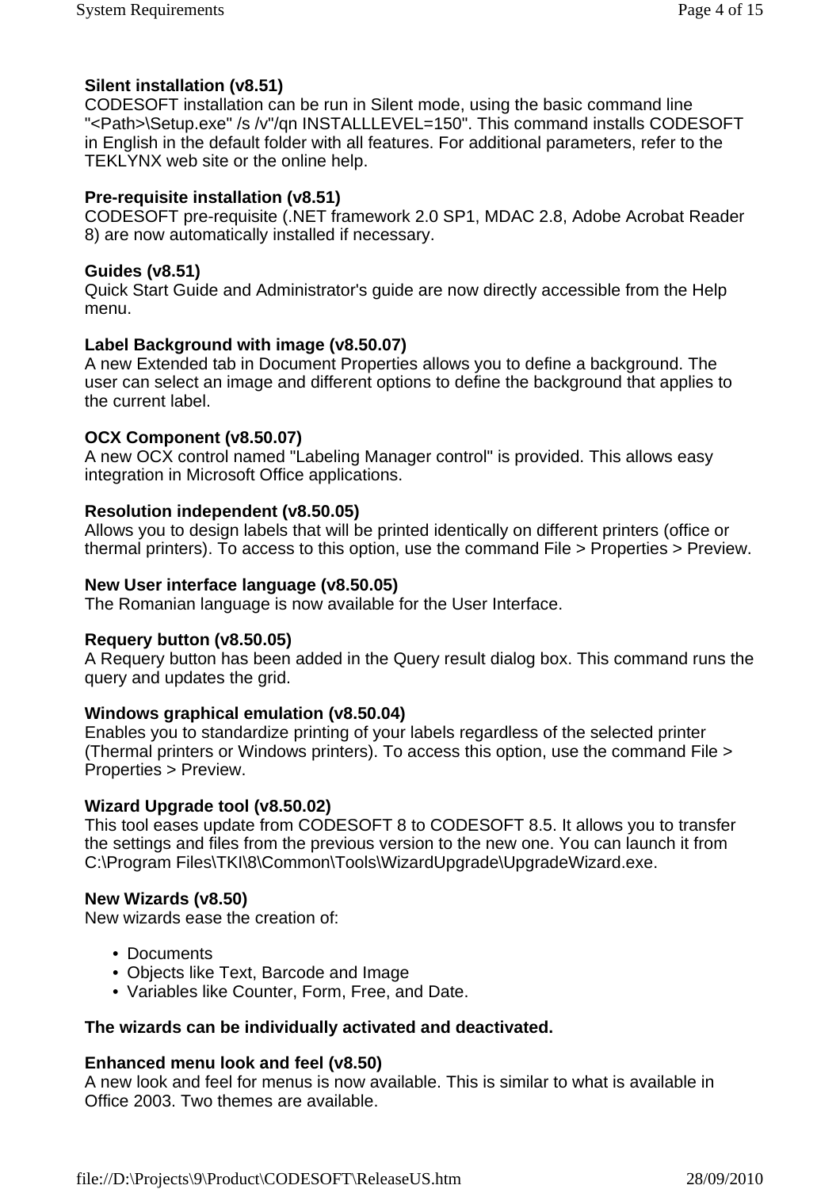**Silent installation (v8.51)**
CODESOFT installation can be run in Silent mode, using the basic command line "<Path>\Setup.exe" /s /v"/qn INSTALLLEVEL=150". This command installs CODESOFT in English in the default folder with all features. For additional parameters, refer to the TEKLYNX web site or the online help.

**Pre-requisite installation (v8.51)**
CODESOFT pre-requisite (.NET framework 2.0 SP1, MDAC 2.8, Adobe Acrobat Reader 8) are now automatically installed if necessary.

**Guides (v8.51)**
Quick Start Guide and Administrator's guide are now directly accessible from the Help menu.

**Label Background with image (v8.50.07)**
A new Extended tab in Document Properties allows you to define a background. The user can select an image and different options to define the background that applies to the current label.

**OCX Component (v8.50.07)**
A new OCX control named "Labeling Manager control" is provided. This allows easy integration in Microsoft Office applications.

**Resolution independent (v8.50.05)**
Allows you to design labels that will be printed identically on different printers (office or thermal printers). To access to this option, use the command File > Properties > Preview.

**New User interface language (v8.50.05)**
The Romanian language is now available for the User Interface.

**Requery button (v8.50.05)**
A Requery button has been added in the Query result dialog box. This command runs the query and updates the grid.

**Windows graphical emulation (v8.50.04)**
Enables you to standardize printing of your labels regardless of the selected printer (Thermal printers or Windows printers). To access this option, use the command File > Properties > Preview.

**Wizard Upgrade tool (v8.50.02)**
This tool eases update from CODESOFT 8 to CODESOFT 8.5. It allows you to transfer the settings and files from the previous version to the new one. You can launch it from C:\Program Files\TKI\8\Common\Tools\WizardUpgrade\UpgradeWizard.exe.

**New Wizards (v8.50)**
New wizards ease the creation of:

- Documents
- Objects like Text, Barcode and Image
- Variables like Counter, Form, Free, and Date.

**The wizards can be individually activated and deactivated.**

**Enhanced menu look and feel (v8.50)**
A new look and feel for menus is now available. This is similar to what is available in Office 2003. Two themes are available.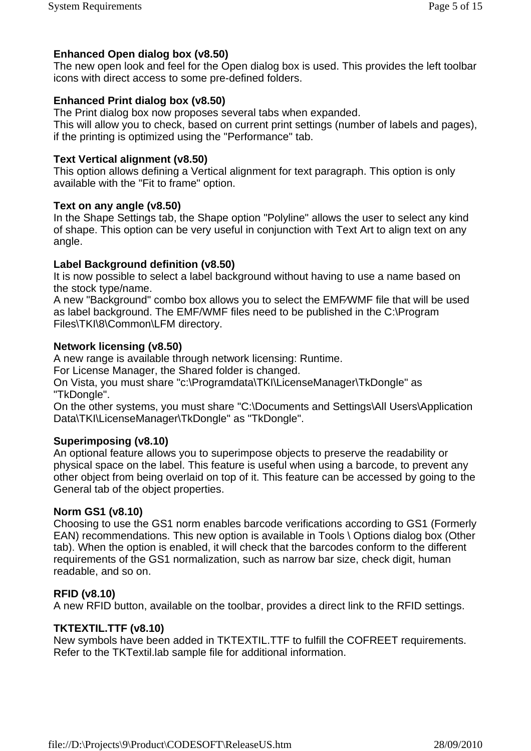**Enhanced Open dialog box (v8.50)**
The new open look and feel for the Open dialog box is used. This provides the left toolbar icons with direct access to some pre-defined folders.

**Enhanced Print dialog box (v8.50)**
The Print dialog box now proposes several tabs when expanded.
This will allow you to check, based on current print settings (number of labels and pages), if the printing is optimized using the "Performance" tab.

**Text Vertical alignment (v8.50)**
This option allows defining a Vertical alignment for text paragraph. This option is only available with the "Fit to frame" option.

**Text on any angle (v8.50)**
In the Shape Settings tab, the Shape option "Polyline" allows the user to select any kind of shape. This option can be very useful in conjunction with Text Art to align text on any angle.

**Label Background definition (v8.50)**
It is now possible to select a label background without having to use a name based on the stock type/name.
A new "Background" combo box allows you to select the EMF/WMF file that will be used as label background. The EMF/WMF files need to be published in the C:\Program Files\TKI\8\Common\LFM directory.

**Network licensing (v8.50)**
A new range is available through network licensing: Runtime.
For License Manager, the Shared folder is changed.
On Vista, you must share "c:\Programdata\TKI\LicenseManager\TkDongle" as "TkDongle".
On the other systems, you must share "C:\Documents and Settings\All Users\Application Data\TKI\LicenseManager\TkDongle" as "TkDongle".

**Superimposing (v8.10)**
An optional feature allows you to superimpose objects to preserve the readability or physical space on the label. This feature is useful when using a barcode, to prevent any other object from being overlaid on top of it. This feature can be accessed by going to the General tab of the object properties.

**Norm GS1 (v8.10)**
Choosing to use the GS1 norm enables barcode verifications according to GS1 (Formerly EAN) recommendations. This new option is available in Tools \ Options dialog box (Other tab). When the option is enabled, it will check that the barcodes conform to the different requirements of the GS1 normalization, such as narrow bar size, check digit, human readable, and so on.

**RFID (v8.10)**
A new RFID button, available on the toolbar, provides a direct link to the RFID settings.

**TKTEXTIL.TTF (v8.10)**
New symbols have been added in TKTEXTIL.TTF to fulfill the COFREET requirements. Refer to the TKTextil.lab sample file for additional information.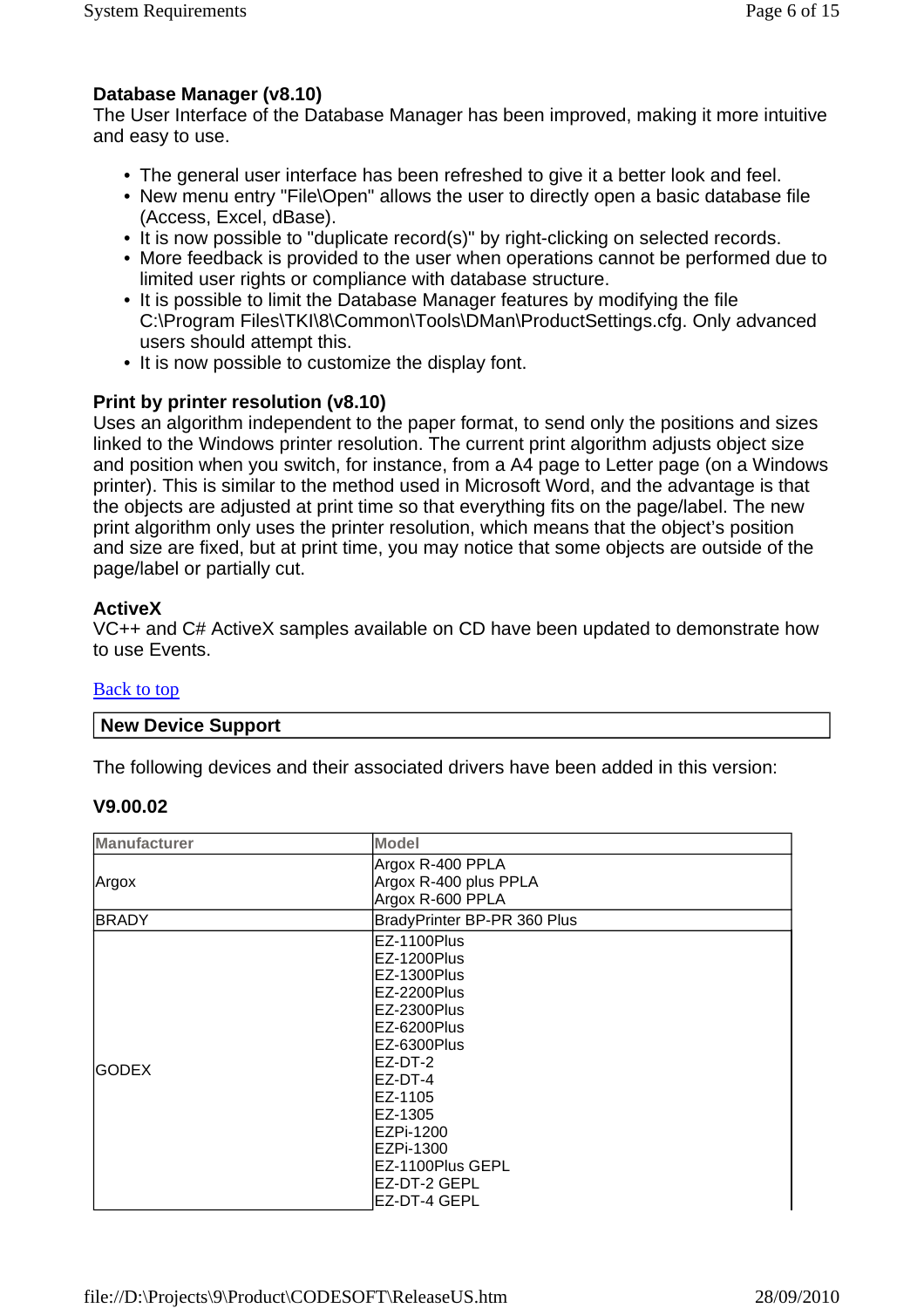### Database Manager (v8.10)

The User Interface of the Database Manager has been improved, making it more intuitive and easy to use.

- The general user interface has been refreshed to give it a better look and feel.
- New menu entry "File\Open" allows the user to directly open a basic database file (Access, Excel, dBase).
- It is now possible to "duplicate record(s)" by right-clicking on selected records.
- More feedback is provided to the user when operations cannot be performed due to limited user rights or compliance with database structure.
- It is possible to limit the Database Manager features by modifying the file C:\Program Files\TKI\8\Common\Tools\DMan\ProductSettings.cfg. Only advanced users should attempt this.
- It is now possible to customize the display font.

### Print by printer resolution (v8.10)

Uses an algorithm independent to the paper format, to send only the positions and sizes linked to the Windows printer resolution. The current print algorithm adjusts object size and position when you switch, for instance, from a A4 page to Letter page (on a Windows printer). This is similar to the method used in Microsoft Word, and the advantage is that the objects are adjusted at print time so that everything fits on the page/label. The new print algorithm only uses the printer resolution, which means that the object's position and size are fixed, but at print time, you may notice that some objects are outside of the page/label or partially cut.

### ActiveX

VC++ and C# ActiveX samples available on CD have been updated to demonstrate how to use Events.

Back to top

## New Device Support

The following devices and their associated drivers have been added in this version:

### V9.00.02

| Manufacturer | Model |
|---|---|
| Argox | Argox R-400 PPLA<br>Argox R-400 plus PPLA<br>Argox R-600 PPLA |
| BRADY | BradyPrinter BP-PR 360 Plus |
| GODEX | EZ-1100Plus<br>EZ-1200Plus<br>EZ-1300Plus<br>EZ-2200Plus<br>EZ-2300Plus<br>EZ-6200Plus<br>EZ-6300Plus<br>EZ-DT-2<br>EZ-DT-4<br>EZ-1105<br>EZ-1305<br>EZPi-1200<br>EZPi-1300<br>EZ-1100Plus GEPL<br>EZ-DT-2 GEPL<br>EZ-DT-4 GEPL |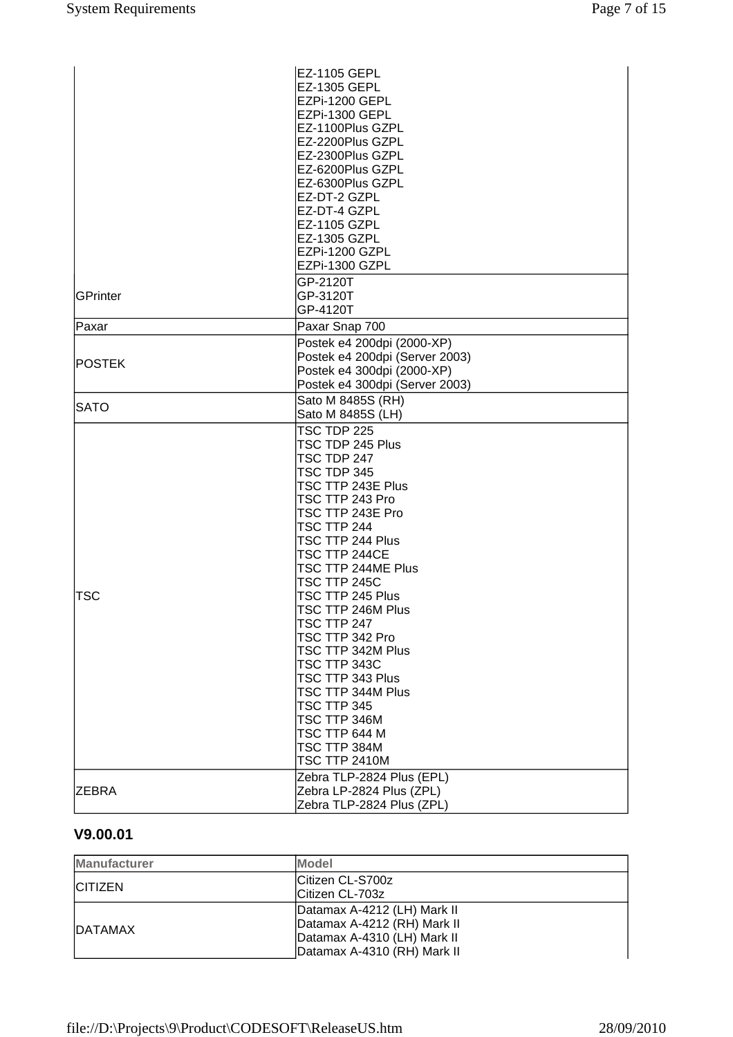| Manufacturer | Model |
| --- | --- |
| | EZ-1105 GEPL<br>EZ-1305 GEPL<br>EZPi-1200 GEPL<br>EZPi-1300 GEPL<br>EZ-1100Plus GZPL<br>EZ-2200Plus GZPL<br>EZ-2300Plus GZPL<br>EZ-6200Plus GZPL<br>EZ-6300Plus GZPL<br>EZ-DT-2 GZPL<br>EZ-DT-4 GZPL<br>EZ-1105 GZPL<br>EZ-1305 GZPL<br>EZPi-1200 GZPL<br>EZPi-1300 GZPL |
| GPrinter | GP-2120T<br>GP-3120T<br>GP-4120T |
| Paxar | Paxar Snap 700 |
| POSTEK | Postek e4 200dpi (2000-XP)<br>Postek e4 200dpi (Server 2003)<br>Postek e4 300dpi (2000-XP)<br>Postek e4 300dpi (Server 2003) |
| SATO | Sato M 8485S (RH)<br>Sato M 8485S (LH) |
| TSC | TSC TDP 225<br>TSC TDP 245 Plus<br>TSC TDP 247<br>TSC TDP 345<br>TSC TTP 243E Plus<br>TSC TTP 243 Pro<br>TSC TTP 243E Pro<br>TSC TTP 244<br>TSC TTP 244 Plus<br>TSC TTP 244CE<br>TSC TTP 244ME Plus<br>TSC TTP 245C<br>TSC TTP 245 Plus<br>TSC TTP 246M Plus<br>TSC TTP 247<br>TSC TTP 342 Pro<br>TSC TTP 342M Plus<br>TSC TTP 343C<br>TSC TTP 343 Plus<br>TSC TTP 344M Plus<br>TSC TTP 345<br>TSC TTP 346M<br>TSC TTP 644 M<br>TSC TTP 384M<br>TSC TTP 2410M |
| ZEBRA | Zebra TLP-2824 Plus (EPL)<br>Zebra LP-2824 Plus (ZPL)<br>Zebra TLP-2824 Plus (ZPL) |

### V9.00.01

| Manufacturer | Model |
| --- | --- |
| CITIZEN | Citizen CL-S700z<br>Citizen CL-703z |
| DATAMAX | Datamax A-4212 (LH) Mark II<br>Datamax A-4212 (RH) Mark II<br>Datamax A-4310 (LH) Mark II<br>Datamax A-4310 (RH) Mark II |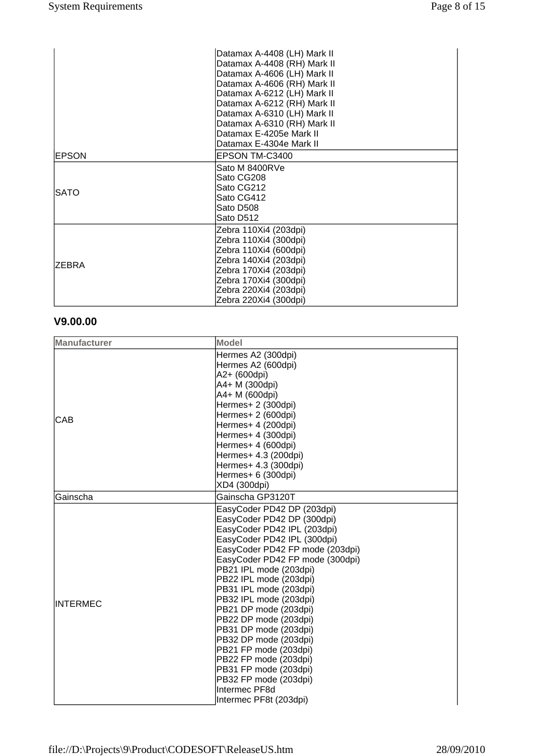| | |
|---|---|
| | Datamax A-4408 (LH) Mark II<br>Datamax A-4408 (RH) Mark II<br>Datamax A-4606 (LH) Mark II<br>Datamax A-4606 (RH) Mark II<br>Datamax A-6212 (LH) Mark II<br>Datamax A-6212 (RH) Mark II<br>Datamax A-6310 (LH) Mark II<br>Datamax A-6310 (RH) Mark II<br>Datamax E-4205e Mark II<br>Datamax E-4304e Mark II |
| EPSON | EPSON TM-C3400 |
| SATO | Sato M 8400RVe<br>Sato CG208<br>Sato CG212<br>Sato CG412<br>Sato D508<br>Sato D512 |
| ZEBRA | Zebra 110Xi4 (203dpi)<br>Zebra 110Xi4 (300dpi)<br>Zebra 110Xi4 (600dpi)<br>Zebra 140Xi4 (203dpi)<br>Zebra 170Xi4 (203dpi)<br>Zebra 170Xi4 (300dpi)<br>Zebra 220Xi4 (203dpi)<br>Zebra 220Xi4 (300dpi) |

### V9.00.00

| Manufacturer | Model |
|---|---|
| CAB | Hermes A2 (300dpi)<br>Hermes A2 (600dpi)<br>A2+ (600dpi)<br>A4+ M (300dpi)<br>A4+ M (600dpi)<br>Hermes+ 2 (300dpi)<br>Hermes+ 2 (600dpi)<br>Hermes+ 4 (200dpi)<br>Hermes+ 4 (300dpi)<br>Hermes+ 4 (600dpi)<br>Hermes+ 4.3 (200dpi)<br>Hermes+ 4.3 (300dpi)<br>Hermes+ 6 (300dpi)<br>XD4 (300dpi) |
| Gainscha | Gainscha GP3120T |
| INTERMEC | EasyCoder PD42 DP (203dpi)<br>EasyCoder PD42 DP (300dpi)<br>EasyCoder PD42 IPL (203dpi)<br>EasyCoder PD42 IPL (300dpi)<br>EasyCoder PD42 FP mode (203dpi)<br>EasyCoder PD42 FP mode (300dpi)<br>PB21 IPL mode (203dpi)<br>PB22 IPL mode (203dpi)<br>PB31 IPL mode (203dpi)<br>PB32 IPL mode (203dpi)<br>PB21 DP mode (203dpi)<br>PB22 DP mode (203dpi)<br>PB31 DP mode (203dpi)<br>PB32 DP mode (203dpi)<br>PB21 FP mode (203dpi)<br>PB22 FP mode (203dpi)<br>PB31 FP mode (203dpi)<br>PB32 FP mode (203dpi)<br>Intermec PF8d<br>Intermec PF8t (203dpi) |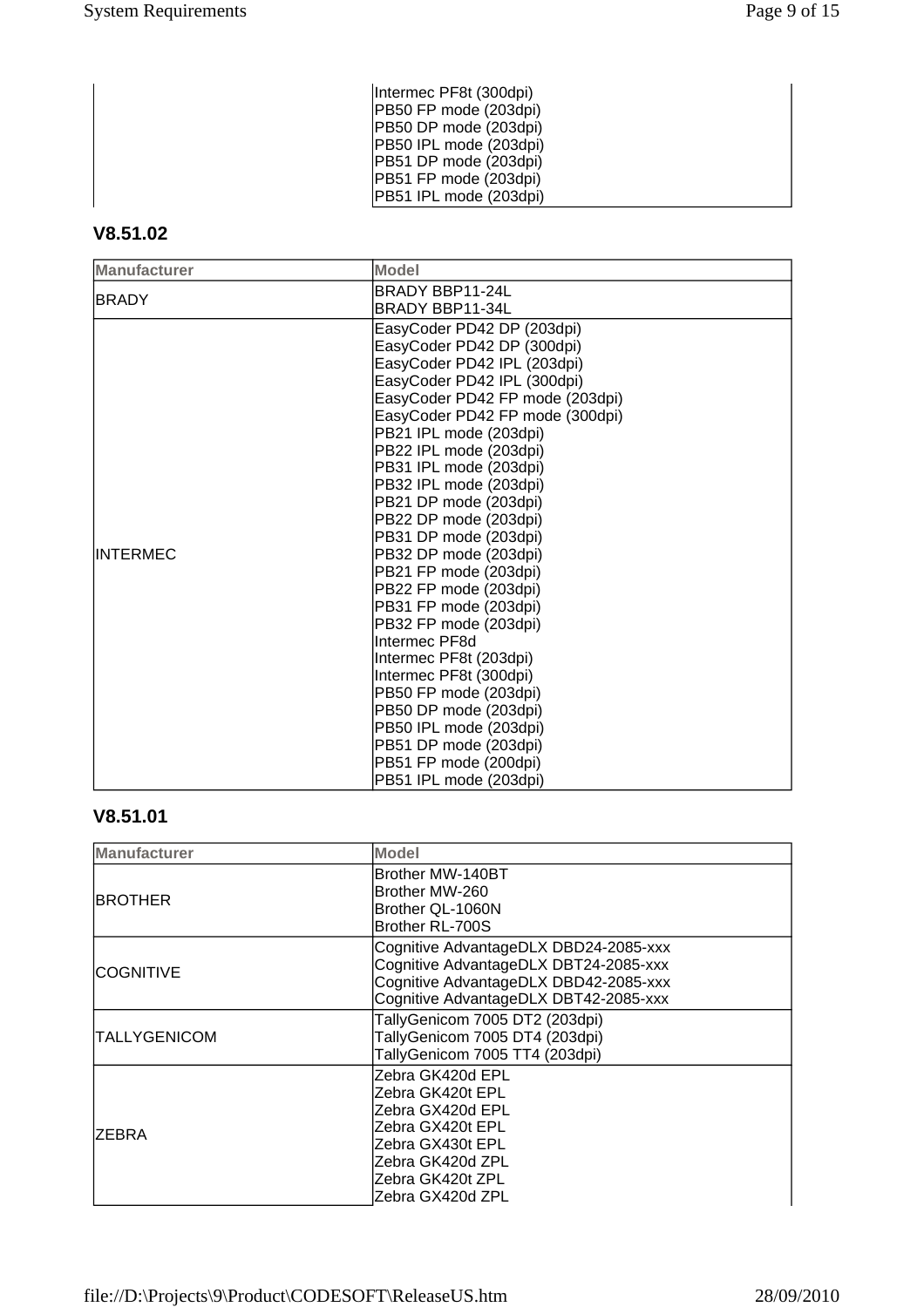| Manufacturer | Model |
|---|---|
| | Intermec PF8t (300dpi)<br>PB50 FP mode (203dpi)<br>PB50 DP mode (203dpi)<br>PB50 IPL mode (203dpi)<br>PB51 DP mode (203dpi)<br>PB51 FP mode (203dpi)<br>PB51 IPL mode (203dpi) |

### V8.51.02

| Manufacturer | Model |
|---|---|
| BRADY | BRADY BBP11-24L<br>BRADY BBP11-34L |
| INTERMEC | EasyCoder PD42 DP (203dpi)<br>EasyCoder PD42 DP (300dpi)<br>EasyCoder PD42 IPL (203dpi)<br>EasyCoder PD42 IPL (300dpi)<br>EasyCoder PD42 FP mode (203dpi)<br>EasyCoder PD42 FP mode (300dpi)<br>PB21 IPL mode (203dpi)<br>PB22 IPL mode (203dpi)<br>PB31 IPL mode (203dpi)<br>PB32 IPL mode (203dpi)<br>PB21 DP mode (203dpi)<br>PB22 DP mode (203dpi)<br>PB31 DP mode (203dpi)<br>PB32 DP mode (203dpi)<br>PB21 FP mode (203dpi)<br>PB22 FP mode (203dpi)<br>PB31 FP mode (203dpi)<br>PB32 FP mode (203dpi)<br>Intermec PF8d<br>Intermec PF8t (203dpi)<br>Intermec PF8t (300dpi)<br>PB50 FP mode (203dpi)<br>PB50 DP mode (203dpi)<br>PB50 IPL mode (203dpi)<br>PB51 DP mode (203dpi)<br>PB51 FP mode (200dpi)<br>PB51 IPL mode (203dpi) |

### V8.51.01

| Manufacturer | Model |
|---|---|
| BROTHER | Brother MW-140BT<br>Brother MW-260<br>Brother QL-1060N<br>Brother RL-700S |
| COGNITIVE | Cognitive AdvantageDLX DBD24-2085-xxx<br>Cognitive AdvantageDLX DBT24-2085-xxx<br>Cognitive AdvantageDLX DBD42-2085-xxx<br>Cognitive AdvantageDLX DBT42-2085-xxx |
| TALLYGENICOM | TallyGenicom 7005 DT2 (203dpi)<br>TallyGenicom 7005 DT4 (203dpi)<br>TallyGenicom 7005 TT4 (203dpi) |
| ZEBRA | Zebra GK420d EPL<br>Zebra GK420t EPL<br>Zebra GX420d EPL<br>Zebra GX420t EPL<br>Zebra GX430t EPL<br>Zebra GK420d ZPL<br>Zebra GK420t ZPL<br>Zebra GX420d ZPL |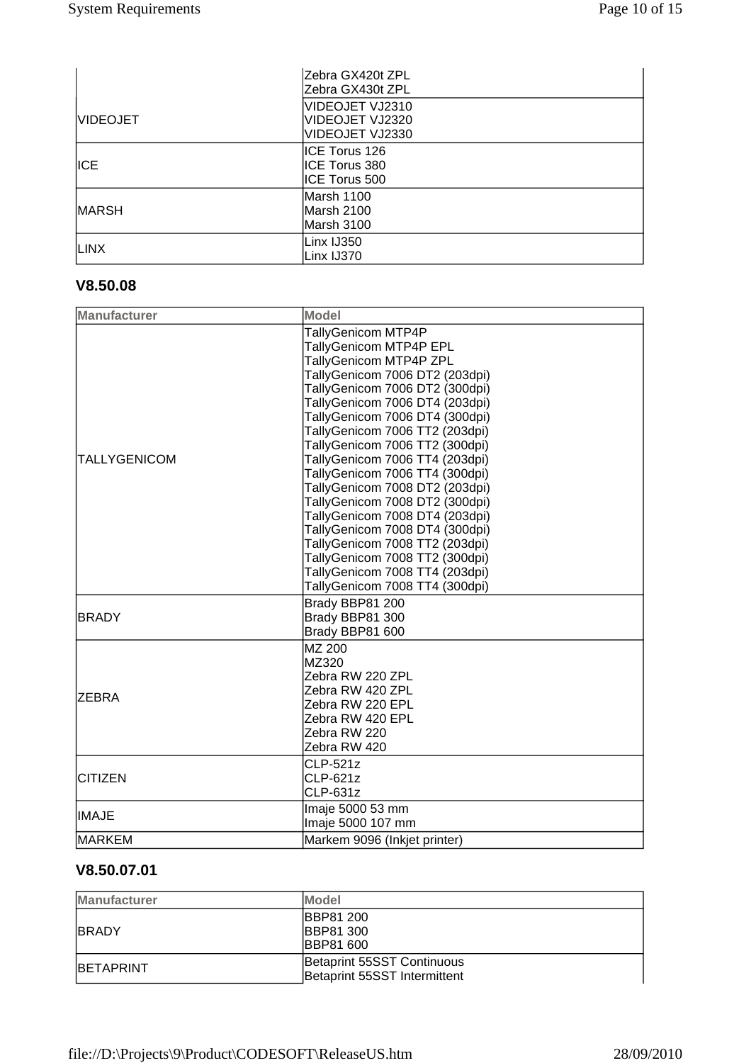| Manufacturer | Model |
|---|---|
| | Zebra GX420t ZPL<br>Zebra GX430t ZPL |
| VIDEOJET | VIDEOJET VJ2310<br>VIDEOJET VJ2320<br>VIDEOJET VJ2330 |
| ICE | ICE Torus 126<br>ICE Torus 380<br>ICE Torus 500 |
| MARSH | Marsh 1100<br>Marsh 2100<br>Marsh 3100 |
| LINX | Linx IJ350<br>Linx IJ370 |

### V8.50.08

| Manufacturer | Model |
|---|---|
| TALLYGENICOM | TallyGenicom MTP4P<br>TallyGenicom MTP4P EPL<br>TallyGenicom MTP4P ZPL<br>TallyGenicom 7006 DT2 (203dpi)<br>TallyGenicom 7006 DT2 (300dpi)<br>TallyGenicom 7006 DT4 (203dpi)<br>TallyGenicom 7006 DT4 (300dpi)<br>TallyGenicom 7006 TT2 (203dpi)<br>TallyGenicom 7006 TT2 (300dpi)<br>TallyGenicom 7006 TT4 (203dpi)<br>TallyGenicom 7006 TT4 (300dpi)<br>TallyGenicom 7008 DT2 (203dpi)<br>TallyGenicom 7008 DT2 (300dpi)<br>TallyGenicom 7008 DT4 (203dpi)<br>TallyGenicom 7008 DT4 (300dpi)<br>TallyGenicom 7008 TT2 (203dpi)<br>TallyGenicom 7008 TT2 (300dpi)<br>TallyGenicom 7008 TT4 (203dpi)<br>TallyGenicom 7008 TT4 (300dpi) |
| BRADY | Brady BBP81 200<br>Brady BBP81 300<br>Brady BBP81 600 |
| ZEBRA | MZ 200<br>MZ320<br>Zebra RW 220 ZPL<br>Zebra RW 420 ZPL<br>Zebra RW 220 EPL<br>Zebra RW 420 EPL<br>Zebra RW 220<br>Zebra RW 420 |
| CITIZEN | CLP-521z<br>CLP-621z<br>CLP-631z |
| IMAJE | Imaje 5000 53 mm<br>Imaje 5000 107 mm |
| MARKEM | Markem 9096 (Inkjet printer) |

### V8.50.07.01

| Manufacturer | Model |
|---|---|
| BRADY | BBP81 200<br>BBP81 300<br>BBP81 600 |
| BETAPRINT | Betaprint 55SST Continuous<br>Betaprint 55SST Intermittent |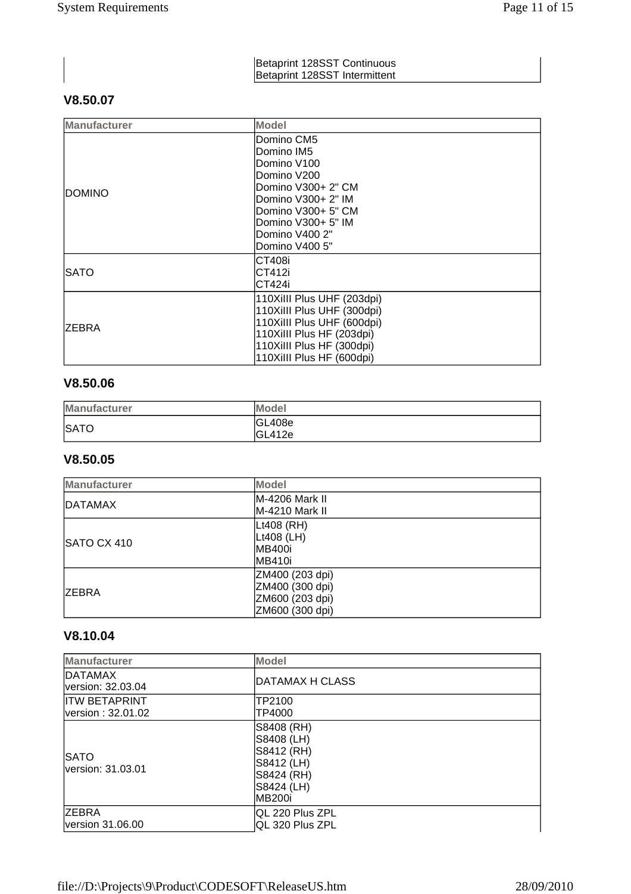| | |
|---|---|
| | Betaprint 128SST Continuous<br>Betaprint 128SST Intermittent |

### V8.50.07

| Manufacturer | Model |
|---|---|
| DOMINO | Domino CM5<br>Domino IM5<br>Domino V100<br>Domino V200<br>Domino V300+ 2" CM<br>Domino V300+ 2" IM<br>Domino V300+ 5" CM<br>Domino V300+ 5" IM<br>Domino V400 2"<br>Domino V400 5" |
| SATO | CT408i<br>CT412i<br>CT424i |
| ZEBRA | 110XiIII Plus UHF (203dpi)<br>110XiIII Plus UHF (300dpi)<br>110XiIII Plus UHF (600dpi)<br>110XiIII Plus HF (203dpi)<br>110XiIII Plus HF (300dpi)<br>110XiIII Plus HF (600dpi) |

### V8.50.06

| Manufacturer | Model |
|---|---|
| SATO | GL408e<br>GL412e |

### V8.50.05

| Manufacturer | Model |
|---|---|
| DATAMAX | M-4206 Mark II<br>M-4210 Mark II |
| SATO CX 410 | Lt408 (RH)<br>Lt408 (LH)<br>MB400i<br>MB410i |
| ZEBRA | ZM400 (203 dpi)<br>ZM400 (300 dpi)<br>ZM600 (203 dpi)<br>ZM600 (300 dpi) |

### V8.10.04

| Manufacturer | Model |
|---|---|
| DATAMAX<br>version: 32.03.04 | DATAMAX H CLASS |
| ITW BETAPRINT<br>version : 32.01.02 | TP2100<br>TP4000 |
| SATO<br>version: 31.03.01 | S8408 (RH)<br>S8408 (LH)<br>S8412 (RH)<br>S8412 (LH)<br>S8424 (RH)<br>S8424 (LH)<br>MB200i |
| ZEBRA<br>version 31.06.00 | QL 220 Plus ZPL<br>QL 320 Plus ZPL |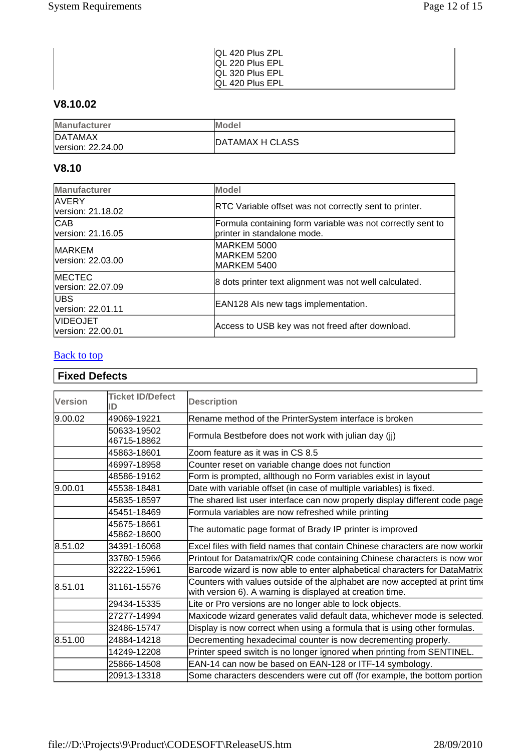| | QL 420 Plus ZPL<br>QL 220 Plus EPL<br>QL 320 Plus EPL<br>QL 420 Plus EPL |
|---|---|

### V8.10.02

| Manufacturer | Model |
|---|---|
| DATAMAX<br>version: 22.24.00 | DATAMAX H CLASS |

### V8.10

| Manufacturer | Model |
|---|---|
| AVERY<br>version: 21.18.02 | RTC Variable offset was not correctly sent to printer. |
| CAB<br>version: 21.16.05 | Formula containing form variable was not correctly sent to printer in standalone mode. |
| MARKEM<br>version: 22.03.00 | MARKEM 5000<br>MARKEM 5200<br>MARKEM 5400 |
| MECTEC<br>version: 22.07.09 | 8 dots printer text alignment was not well calculated. |
| UBS<br>version: 22.01.11 | EAN128 AIs new tags implementation. |
| VIDEOJET<br>version: 22.00.01 | Access to USB key was not freed after download. |

Back to top

## Fixed Defects

| Version | Ticket ID/Defect ID | Description |
|---|---|---|
| 9.00.02 | 49069-19221 | Rename method of the PrinterSystem interface is broken |
| | 50633-19502<br>46715-18862 | Formula Bestbefore does not work with julian day (jj) |
| | 45863-18601 | Zoom feature as it was in CS 8.5 |
| | 46997-18958 | Counter reset on variable change does not function |
| | 48586-19162 | Form is prompted, allthough no Form variables exist in layout |
| 9.00.01 | 45538-18481 | Date with variable offset (in case of multiple variables) is fixed. |
| | 45835-18597 | The shared list user interface can now properly display different code page |
| | 45451-18469 | Formula variables are now refreshed while printing |
| | 45675-18661<br>45862-18600 | The automatic page format of Brady IP printer is improved |
| 8.51.02 | 34391-16068 | Excel files with field names that contain Chinese characters are now workir |
| | 33780-15966 | Printout for Datamatrix/QR code containing Chinese characters is now wor |
| | 32222-15961 | Barcode wizard is now able to enter alphabetical characters for DataMatrix |
| 8.51.01 | 31161-15576 | Counters with values outside of the alphabet are now accepted at print time with version 6). A warning is displayed at creation time. |
| | 29434-15335 | Lite or Pro versions are no longer able to lock objects. |
| | 27277-14994 | Maxicode wizard generates valid default data, whichever mode is selected. |
| | 32486-15747 | Display is now correct when using a formula that is using other formulas. |
| 8.51.00 | 24884-14218 | Decrementing hexadecimal counter is now decrementing properly. |
| | 14249-12208 | Printer speed switch is no longer ignored when printing from SENTINEL. |
| | 25866-14508 | EAN-14 can now be based on EAN-128 or ITF-14 symbology. |
| | 20913-13318 | Some characters descenders were cut off (for example, the bottom portion |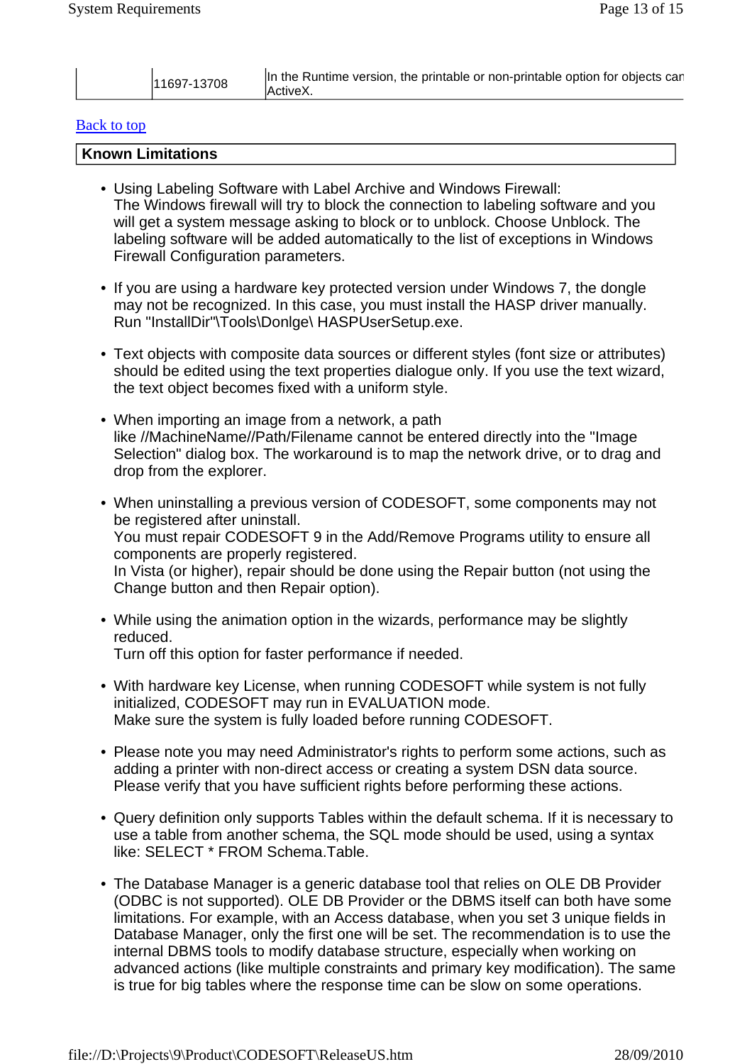|  | 11697-13708 | In the Runtime version, the printable or non-printable option for objects can ActiveX. |
|---|---|---|

[Back to top]

## Known Limitations

- Using Labeling Software with Label Archive and Windows Firewall:
  The Windows firewall will try to block the connection to labeling software and you will get a system message asking to block or to unblock. Choose Unblock. The labeling software will be added automatically to the list of exceptions in Windows Firewall Configuration parameters.

- If you are using a hardware key protected version under Windows 7, the dongle may not be recognized. In this case, you must install the HASP driver manually. Run "InstallDir"\Tools\Donlge\ HASPUserSetup.exe.

- Text objects with composite data sources or different styles (font size or attributes) should be edited using the text properties dialogue only. If you use the text wizard, the text object becomes fixed with a uniform style.

- When importing an image from a network, a path like //MachineName//Path/Filename cannot be entered directly into the "Image Selection" dialog box. The workaround is to map the network drive, or to drag and drop from the explorer.

- When uninstalling a previous version of CODESOFT, some components may not be registered after uninstall.
  You must repair CODESOFT 9 in the Add/Remove Programs utility to ensure all components are properly registered.
  In Vista (or higher), repair should be done using the Repair button (not using the Change button and then Repair option).

- While using the animation option in the wizards, performance may be slightly reduced.
  Turn off this option for faster performance if needed.

- With hardware key License, when running CODESOFT while system is not fully initialized, CODESOFT may run in EVALUATION mode.
  Make sure the system is fully loaded before running CODESOFT.

- Please note you may need Administrator's rights to perform some actions, such as adding a printer with non-direct access or creating a system DSN data source. Please verify that you have sufficient rights before performing these actions.

- Query definition only supports Tables within the default schema. If it is necessary to use a table from another schema, the SQL mode should be used, using a syntax like: SELECT * FROM Schema.Table.

- The Database Manager is a generic database tool that relies on OLE DB Provider (ODBC is not supported). OLE DB Provider or the DBMS itself can both have some limitations. For example, with an Access database, when you set 3 unique fields in Database Manager, only the first one will be set. The recommendation is to use the internal DBMS tools to modify database structure, especially when working on advanced actions (like multiple constraints and primary key modification). The same is true for big tables where the response time can be slow on some operations.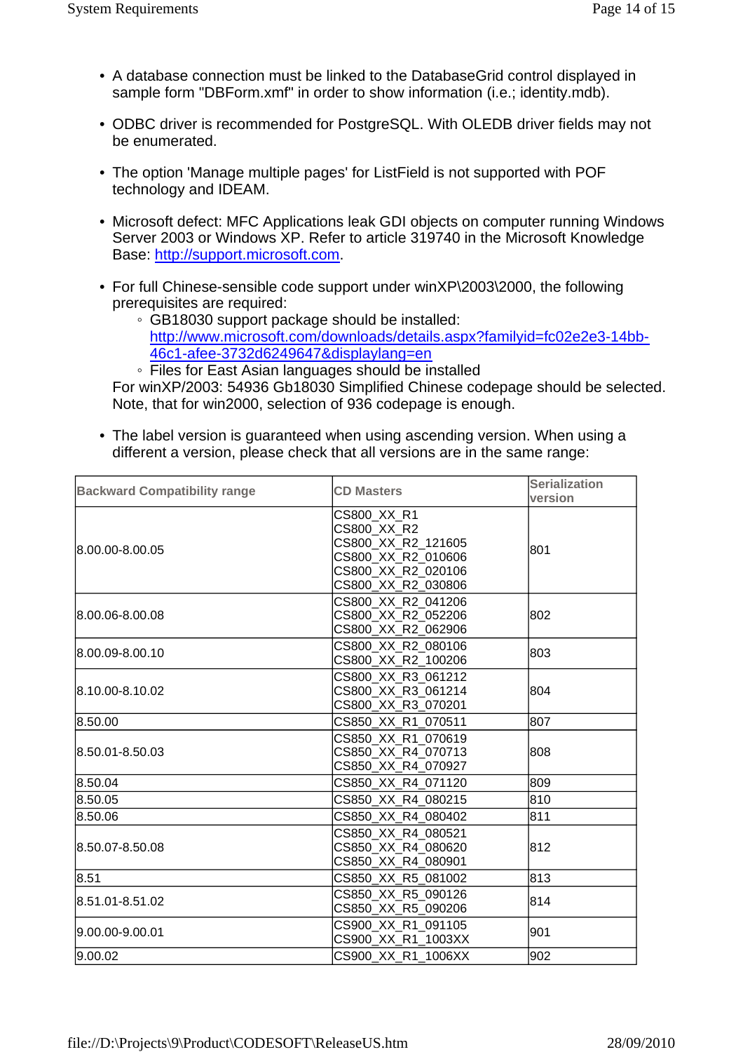- A database connection must be linked to the DatabaseGrid control displayed in sample form "DBForm.xmf" in order to show information (i.e.; identity.mdb).

- ODBC driver is recommended for PostgreSQL. With OLEDB driver fields may not be enumerated.

- The option 'Manage multiple pages' for ListField is not supported with POF technology and IDEAM.

- Microsoft defect: MFC Applications leak GDI objects on computer running Windows Server 2003 or Windows XP. Refer to article 319740 in the Microsoft Knowledge Base: [http://support.microsoft.com](http://support.microsoft.com).

- For full Chinese-sensible code support under winXP\2003\2000, the following prerequisites are required:
  - GB18030 support package should be installed: [http://www.microsoft.com/downloads/details.aspx?familyid=fc02e2e3-14bb-46c1-afee-3732d6249647&displaylang=en](http://www.microsoft.com/downloads/details.aspx?familyid=fc02e2e3-14bb-46c1-afee-3732d6249647&displaylang=en)
  - Files for East Asian languages should be installed

  For winXP/2003: 54936 Gb18030 Simplified Chinese codepage should be selected. Note, that for win2000, selection of 936 codepage is enough.

- The label version is guaranteed when using ascending version. When using a different a version, please check that all versions are in the same range:

| Backward Compatibility range | CD Masters | Serialization version |
|---|---|---|
| 8.00.00-8.00.05 | CS800_XX_R1<br>CS800_XX_R2<br>CS800_XX_R2_121605<br>CS800_XX_R2_010606<br>CS800_XX_R2_020106<br>CS800_XX_R2_030806 | 801 |
| 8.00.06-8.00.08 | CS800_XX_R2_041206<br>CS800_XX_R2_052206<br>CS800_XX_R2_062906 | 802 |
| 8.00.09-8.00.10 | CS800_XX_R2_080106<br>CS800_XX_R2_100206 | 803 |
| 8.10.00-8.10.02 | CS800_XX_R3_061212<br>CS800_XX_R3_061214<br>CS800_XX_R3_070201 | 804 |
| 8.50.00 | CS850_XX_R1_070511 | 807 |
| 8.50.01-8.50.03 | CS850_XX_R1_070619<br>CS850_XX_R4_070713<br>CS850_XX_R4_070927 | 808 |
| 8.50.04 | CS850_XX_R4_071120 | 809 |
| 8.50.05 | CS850_XX_R4_080215 | 810 |
| 8.50.06 | CS850_XX_R4_080402 | 811 |
| 8.50.07-8.50.08 | CS850_XX_R4_080521<br>CS850_XX_R4_080620<br>CS850_XX_R4_080901 | 812 |
| 8.51 | CS850_XX_R5_081002 | 813 |
| 8.51.01-8.51.02 | CS850_XX_R5_090126<br>CS850_XX_R5_090206 | 814 |
| 9.00.00-9.00.01 | CS900_XX_R1_091105<br>CS900_XX_R1_1003XX | 901 |
| 9.00.02 | CS900_XX_R1_1006XX | 902 |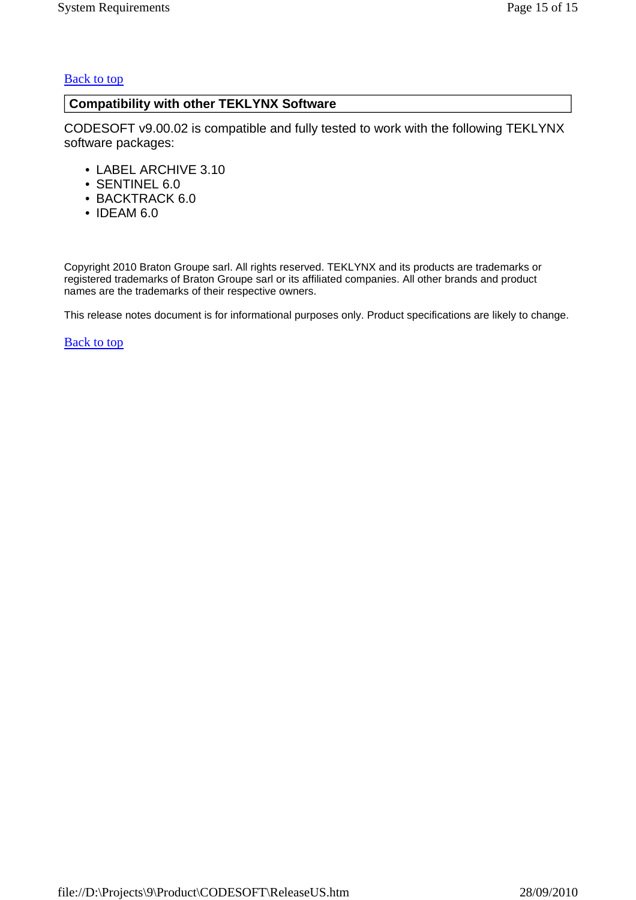Back to top

## Compatibility with other TEKLYNX Software

CODESOFT v9.00.02 is compatible and fully tested to work with the following TEKLYNX software packages:

- LABEL ARCHIVE 3.10
- SENTINEL 6.0
- BACKTRACK 6.0
- IDEAM 6.0

Copyright 2010 Braton Groupe sarl. All rights reserved. TEKLYNX and its products are trademarks or registered trademarks of Braton Groupe sarl or its affiliated companies. All other brands and product names are the trademarks of their respective owners.

This release notes document is for informational purposes only. Product specifications are likely to change.

Back to top